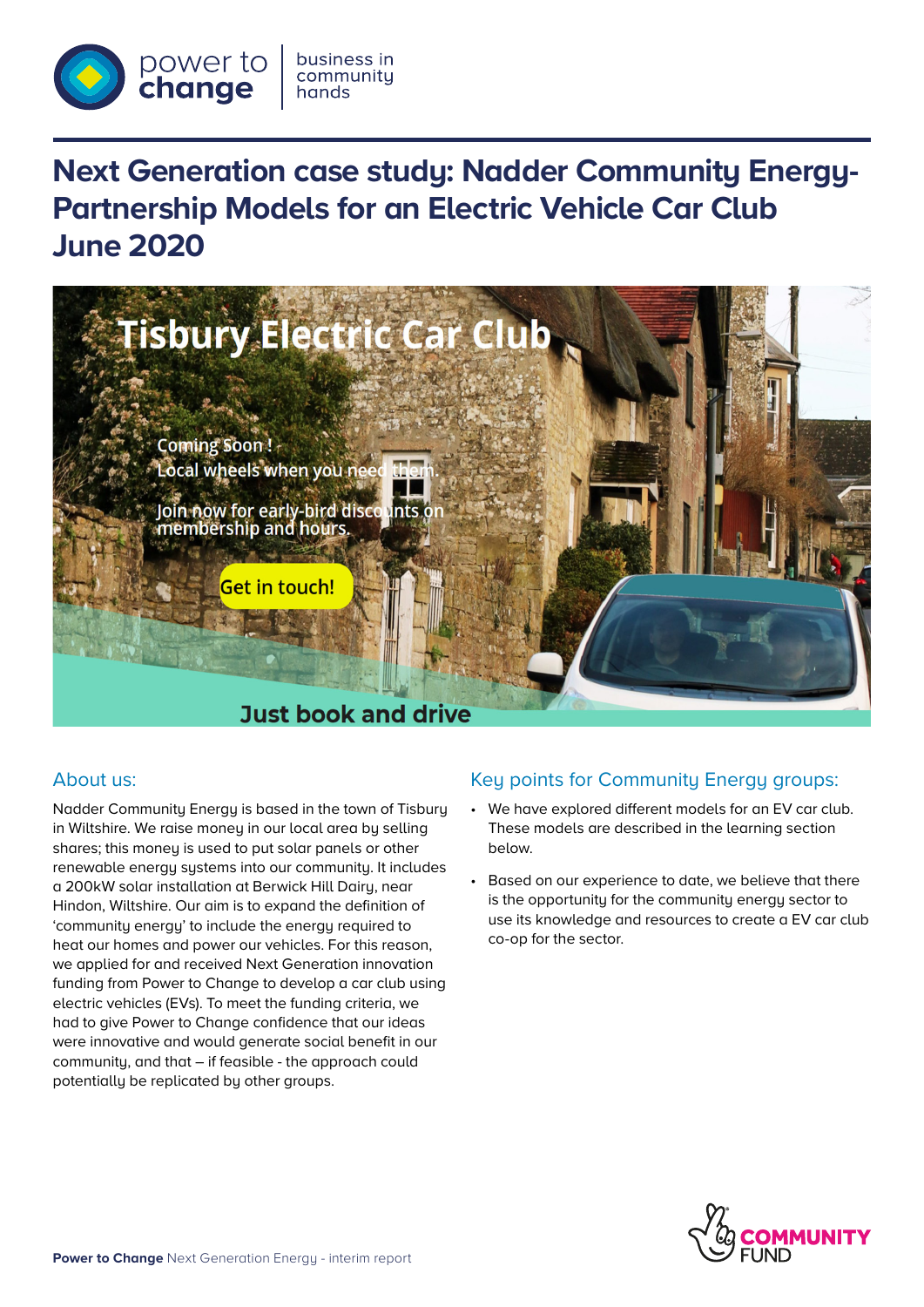# Next Generation case study: Nadder Community Energy-Partnership Models for an Electric Vehicle Car Club June 2020

## About us:

Nadder Community Energy is based in the town of Tisbury in Wiltshire. We raise money in our local area by selling shares; this money is used to put solar panels or other renewable energy systems into our community. It includes a 200kW solar installation at Berwick Hill Dairy, near Hindon, Wiltshire. Our aim is to expand the definition of 'community energy' to include the energy required to heat our homes and power our vehicles. For this reason, we applied for and received Next Generation innovation funding from Power to Change to develop a car club using electric vehicles (EVs). To meet the funding criteria, we had to give Power to Change confidence that our ideas were innovative and would generate social benefit in our community, and that – if feasible - the approach could potentially be replicated by other groups.

## Key points for Community Energy groups:

- We have explored different models for an EV car club. These models are described in the learning section below.
- Based on our experience to date, we believe that there is the opportunity for the community energy sector to use its knowledge and resources to create a EV car club co-op for the sector.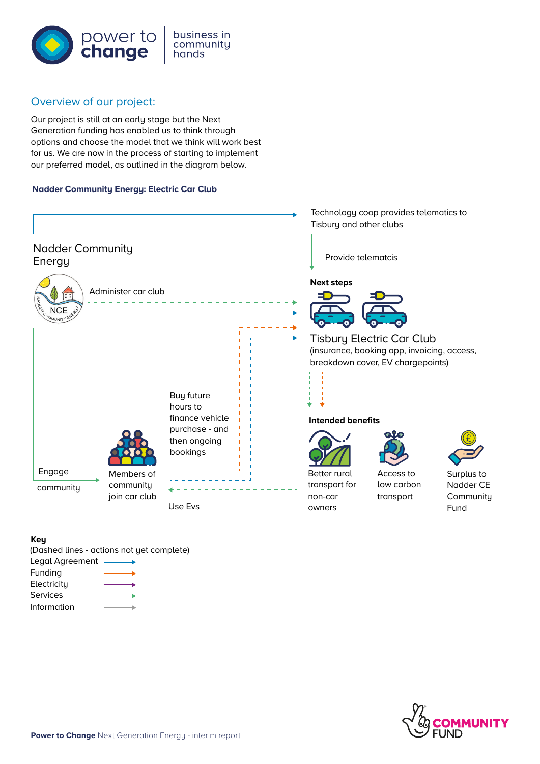## Overview of our project:

Our project is still at an early stage but the Next Generation funding has enabled us to think through options and choose the model that we think will work best for us. We are now in the process of starting to implement our preferred model, as outlined in the diagram below.

**Nadder Community Energy: Electric Car Club**

Technology coop provides telematics to Tisbury and other clubs

Nadder Community Energy

Provide telematcis

**Next steps**

Administer car club

Tisbury Electric Car Club
(insurance, booking app, invoicing, access, breakdown cover, EV chargepoints)

Buy future hours to finance vehicle purchase - and then ongoing bookings

**Intended benefits**

Engage community

Members of community join car club

Use Evs

Better rural transport for non-car owners

Access to low carbon transport

Surplus to Nadder CE Community Fund

**Key**
(Dashed lines - actions not yet complete)
Legal Agreement
Funding
Electricity
Services
Information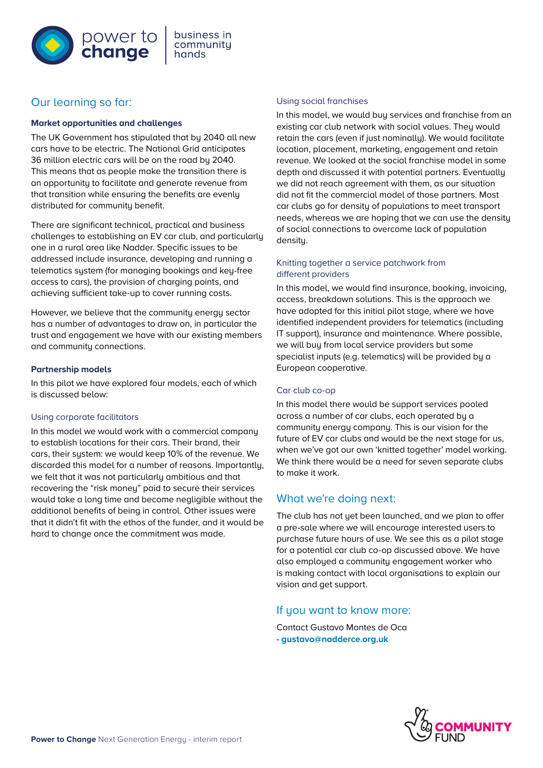## Our learning so far:

### Market opportunities and challenges

The UK Government has stipulated that by 2040 all new cars have to be electric. The National Grid anticipates 36 million electric cars will be on the road by 2040. This means that as people make the transition there is an opportunity to facilitate and generate revenue from that transition while ensuring the benefits are evenly distributed for community benefit.

There are significant technical, practical and business challenges to establishing an EV car club, and particularly one in a rural area like Nadder. Specific issues to be addressed include insurance, developing and running a telematics system (for managing bookings and key-free access to cars), the provision of charging points, and achieving sufficient take-up to cover running costs.

However, we believe that the community energy sector has a number of advantages to draw on, in particular the trust and engagement we have with our existing members and community connections.

### Partnership models

In this pilot we have explored four models, each of which is discussed below:

#### Using corporate facilitators

In this model we would work with a commercial company to establish locations for their cars. Their brand, their cars, their system: we would keep 10% of the revenue. We discarded this model for a number of reasons. Importantly, we felt that it was not particularly ambitious and that recovering the "risk money" paid to secure their services would take a long time and become negligible without the additional benefits of being in control. Other issues were that it didn't fit with the ethos of the funder, and it would be hard to change once the commitment was made.

#### Using social franchises

In this model, we would buy services and franchise from an existing car club network with social values. They would retain the cars (even if just nominally). We would facilitate location, placement, marketing, engagement and retain revenue. We looked at the social franchise model in some depth and discussed it with potential partners. Eventually we did not reach agreement with them, as our situation did not fit the commercial model of those partners. Most car clubs go for density of populations to meet transport needs, whereas we are hoping that we can use the density of social connections to overcome lack of population density.

#### Knitting together a service patchwork from different providers

In this model, we would find insurance, booking, invoicing, access, breakdown solutions. This is the approach we have adopted for this initial pilot stage, where we have identified independent providers for telematics (including IT support), insurance and maintenance. Where possible, we will buy from local service providers but some specialist inputs (e.g. telematics) will be provided by a European cooperative.

#### Car club co-op

In this model there would be support services pooled across a number of car clubs, each operated by a community energy company. This is our vision for the future of EV car clubs and would be the next stage for us, when we've got our own 'knitted together' model working. We think there would be a need for seven separate clubs to make it work.

## What we're doing next:

The club has not yet been launched, and we plan to offer a pre-sale where we will encourage interested users to purchase future hours of use. We see this as a pilot stage for a potential car club co-op discussed above. We have also employed a community engagement worker who is making contact with local organisations to explain our vision and get support.

## If you want to know more:

Contact Gustavo Montes de Oca
- **gustavo@nadderce.org.uk**